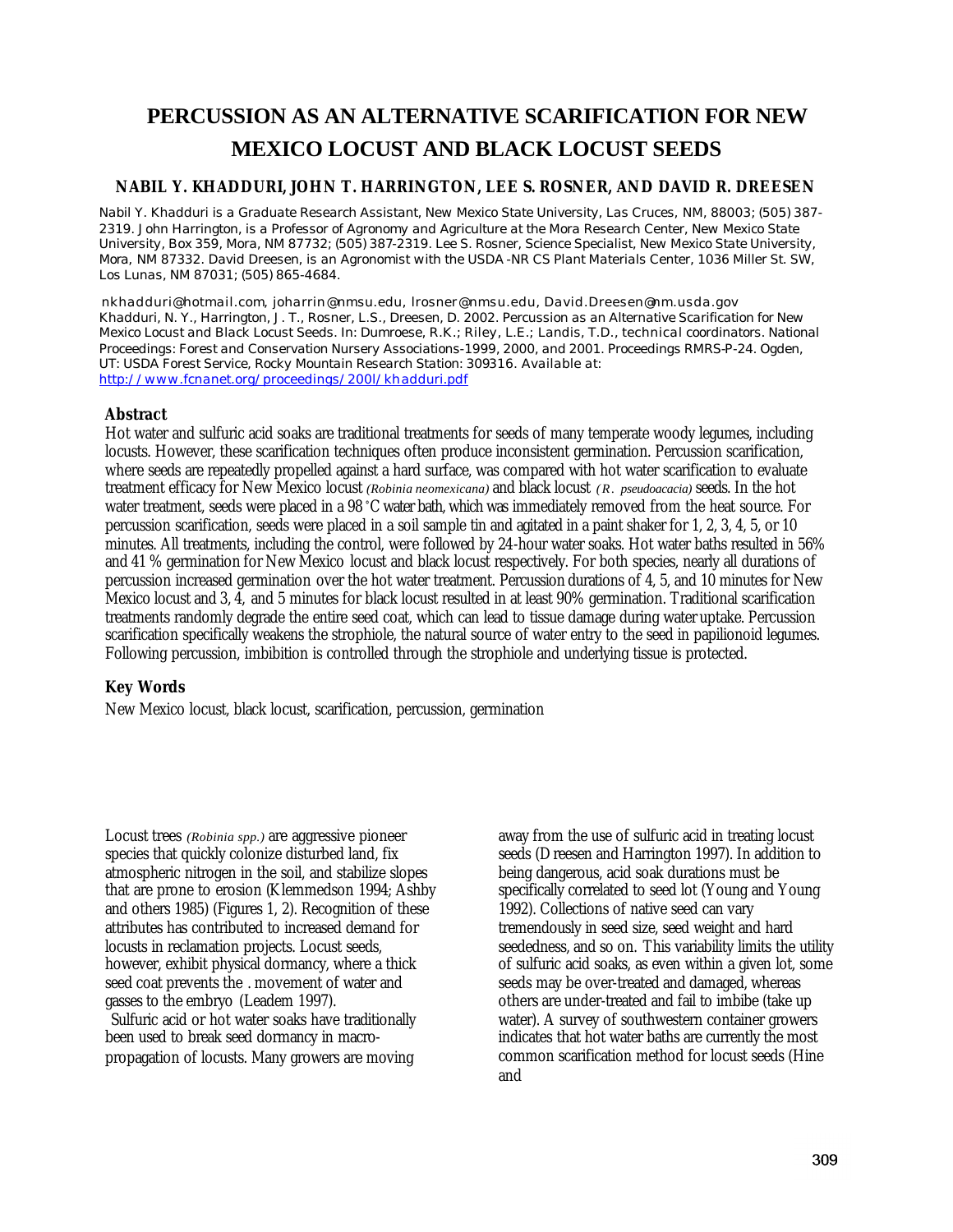# PERCUSSION AS AN ALTERNATIVE SCARIFICATION FOR NEW MEXICO LOCUST AND BLACK LOCUST SEEDS

**NABIL Y. KHADDURI, JOHN T. HARRINGTON, LEE S. ROSNER, AND DAVID R. DREESEN**

Nabil Y. Khadduri is a Graduate Research Assistant, New Mexico State University, Las Cruces, NM, 88003; (505) 387-2319. John Harrington, is a Professor of Agronomy and Agriculture at the Mora Research Center, New Mexico State University, Box 359, Mora, NM 87732; (505) 387-2319. Lee S. Rosner, Science Specialist, New Mexico State University, Mora, NM 87332. David Dreesen, is an Agronomist with the USDA-NR CS Plant Materials Center, 1036 Miller St. SW, Los Lunas, NM 87031; (505) 865-4684.

nkhadduri@hotmail.com, joharrin@nmsu.edu, lrosner@nmsu.edu, David.Dreesen@nm.usda.gov

Khadduri, N. Y., Harrington, J. T., Rosner, L.S., Dreesen, D. 2002. Percussion as an Alternative Scarification for New Mexico Locust and Black Locust Seeds. In: Dumroese, R.K.; Riley, L.E.; Landis, T.D., technical coordinators. National Proceedings: Forest and Conservation Nursery Associations-1999, 2000, and 2001. Proceedings RMRS-P-24. Ogden, UT: USDA Forest Service, Rocky Mountain Research Station: 309316. Available at: http://www.fcnanet.org/proceedings/200l/khadduri.pdf

## Abstract

Hot water and sulfuric acid soaks are traditional treatments for seeds of many temperate woody legumes, including locusts. However, these scarification techniques often produce inconsistent germination. Percussion scarification, where seeds are repeatedly propelled against a hard surface, was compared with hot water scarification to evaluate treatment efficacy for New Mexico locust *(Robinia neomexicana)* and black locust *(R. pseudoacacia)* seeds. In the hot water treatment, seeds were placed in a 98 °C water bath, which was immediately removed from the heat source. For percussion scarification, seeds were placed in a soil sample tin and agitated in a paint shaker for 1, 2, 3, 4, 5, or 10 minutes. All treatments, including the control, were followed by 24-hour water soaks. Hot water baths resulted in 56% and 41 % germination for New Mexico locust and black locust respectively. For both species, nearly all durations of percussion increased germination over the hot water treatment. Percussion durations of 4, 5, and 10 minutes for New Mexico locust and 3, 4, and 5 minutes for black locust resulted in at least 90% germination. Traditional scarification treatments randomly degrade the entire seed coat, which can lead to tissue damage during water uptake. Percussion scarification specifically weakens the strophiole, the natural source of water entry to the seed in papilionoid legumes. Following percussion, imbibition is controlled through the strophiole and underlying tissue is protected.

## Key Words

New Mexico locust, black locust, scarification, percussion, germination

Locust trees *(Robinia spp.)* are aggressive pioneer species that quickly colonize disturbed land, fix atmospheric nitrogen in the soil, and stabilize slopes that are prone to erosion (Klemmedson 1994; Ashby and others 1985) (Figures 1, 2). Recognition of these attributes has contributed to increased demand for locusts in reclamation projects. Locust seeds, however, exhibit physical dormancy, where a thick seed coat prevents the . movement of water and gasses to the embryo (Leadem 1997).

Sulfuric acid or hot water soaks have traditionally been used to break seed dormancy in macro-propagation of locusts. Many growers are moving away from the use of sulfuric acid in treating locust seeds (Dreesen and Harrington 1997). In addition to being dangerous, acid soak durations must be specifically correlated to seed lot (Young and Young 1992). Collections of native seed can vary tremendously in seed size, seed weight and hard seededness, and so on. This variability limits the utility of sulfuric acid soaks, as even within a given lot, some seeds may be over-treated and damaged, whereas others are under-treated and fail to imbibe (take up water). A survey of southwestern container growers indicates that hot water baths are currently the most common scarification method for locust seeds (Hine and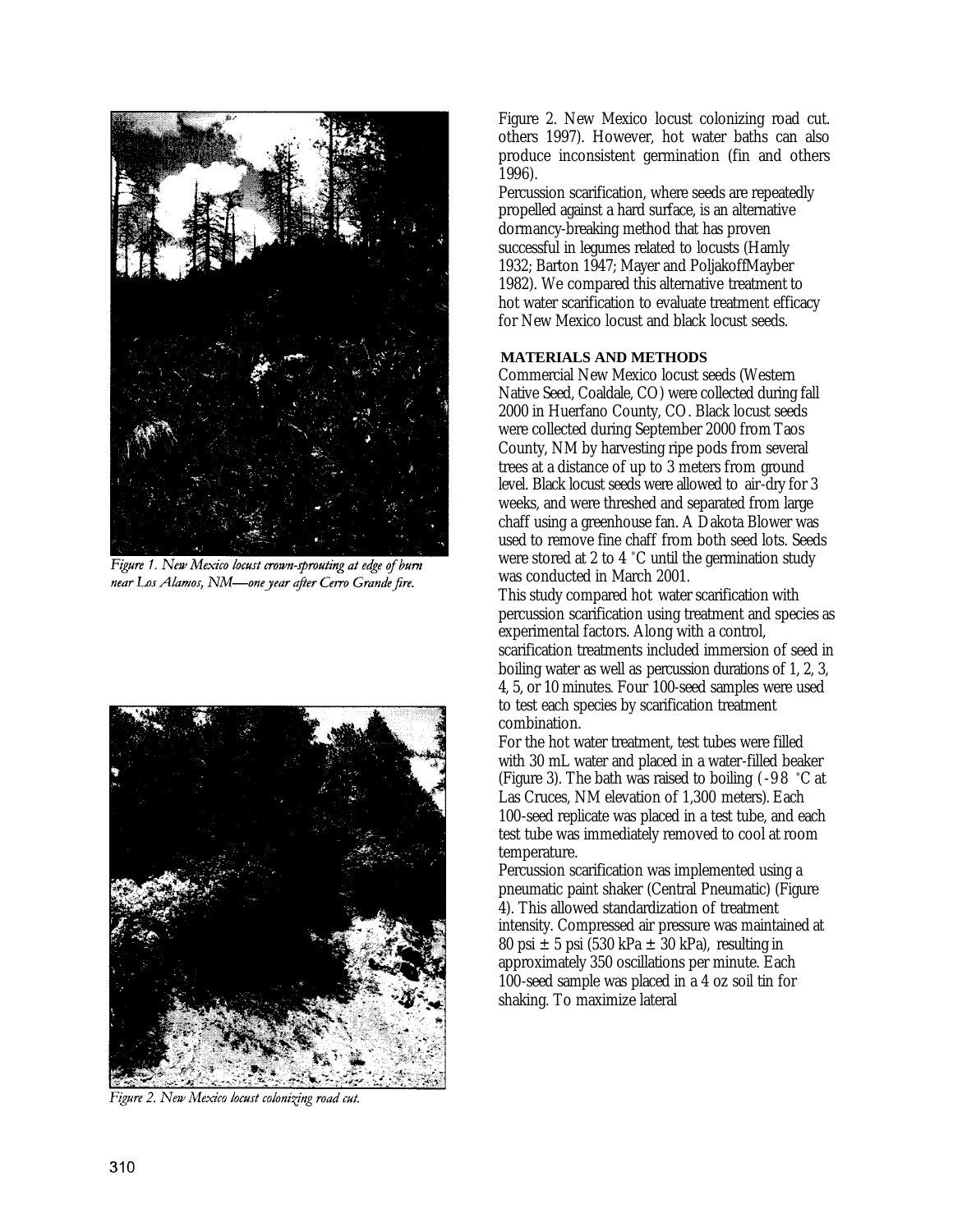Figure 1. New Mexico locust crown-sprouting at edge of burn near Los Alamos, NM—one year after Cerro Grande fire.

Figure 2. New Mexico locust colonizing road cut.

Figure 2. New Mexico locust colonizing road cut. others 1997). However, hot water baths can also produce inconsistent germination (fin and others 1996).

Percussion scarification, where seeds are repeatedly propelled against a hard surface, is an alternative dormancy-breaking method that has proven successful in legumes related to locusts (Hamly 1932; Barton 1947; Mayer and PoljakoffMayber 1982). We compared this alternative treatment to hot water scarification to evaluate treatment efficacy for New Mexico locust and black locust seeds.

## MATERIALS AND METHODS

Commercial New Mexico locust seeds (Western Native Seed, Coaldale, CO) were collected during fall 2000 in Huerfano County, CO. Black locust seeds were collected during September 2000 from Taos County, NM by harvesting ripe pods from several trees at a distance of up to 3 meters from ground level. Black locust seeds were allowed to air-dry for 3 weeks, and were threshed and separated from large chaff using a greenhouse fan. A Dakota Blower was used to remove fine chaff from both seed lots. Seeds were stored at 2 to 4 °C until the germination study was conducted in March 2001.

This study compared hot water scarification with percussion scarification using treatment and species as experimental factors. Along with a control, scarification treatments included immersion of seed in boiling water as well as percussion durations of 1, 2, 3, 4, 5, or 10 minutes. Four 100-seed samples were used to test each species by scarification treatment combination.

For the hot water treatment, test tubes were filled with 30 mL water and placed in a water-filled beaker (Figure 3). The bath was raised to boiling (-98 °C at Las Cruces, NM elevation of 1,300 meters). Each 100-seed replicate was placed in a test tube, and each test tube was immediately removed to cool at room temperature.

Percussion scarification was implemented using a pneumatic paint shaker (Central Pneumatic) (Figure 4). This allowed standardization of treatment intensity. Compressed air pressure was maintained at 80 psi ± 5 psi (530 kPa ± 30 kPa), resulting in approximately 350 oscillations per minute. Each 100-seed sample was placed in a 4 oz soil tin for shaking. To maximize lateral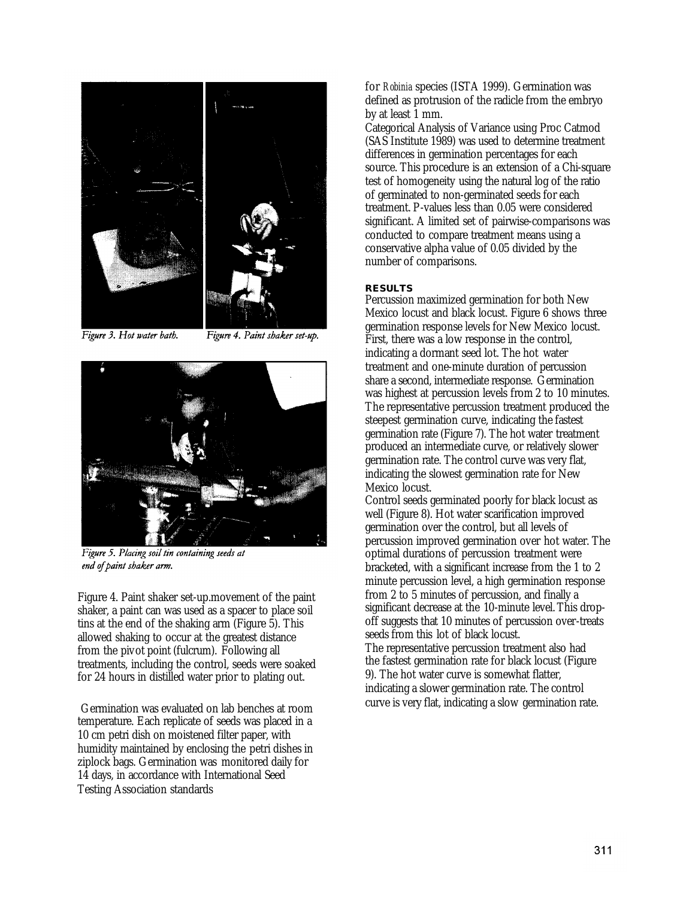Figure 3. Hot water bath.

Figure 4. Paint shaker set-up.

Figure 5. Placing soil tin containing seeds at end of paint shaker arm.

Figure 4. Paint shaker set-up.movement of the paint shaker, a paint can was used as a spacer to place soil tins at the end of the shaking arm (Figure 5). This allowed shaking to occur at the greatest distance from the pivot point (fulcrum). Following all treatments, including the control, seeds were soaked for 24 hours in distilled water prior to plating out.

Germination was evaluated on lab benches at room temperature. Each replicate of seeds was placed in a 10 cm petri dish on moistened filter paper, with humidity maintained by enclosing the petri dishes in ziplock bags. Germination was monitored daily for 14 days, in accordance with International Seed Testing Association standards for *Robinia* species (ISTA 1999). Germination was defined as protrusion of the radicle from the embryo by at least 1 mm.

Categorical Analysis of Variance using Proc Catmod (SAS Institute 1989) was used to determine treatment differences in germination percentages for each source. This procedure is an extension of a Chi-square test of homogeneity using the natural log of the ratio of germinated to non-germinated seeds for each treatment. P-values less than 0.05 were considered significant. A limited set of pairwise-comparisons was conducted to compare treatment means using a conservative alpha value of 0.05 divided by the number of comparisons.

## RESULTS

Percussion maximized germination for both New Mexico locust and black locust. Figure 6 shows three germination response levels for New Mexico locust. First, there was a low response in the control, indicating a dormant seed lot. The hot water treatment and one-minute duration of percussion share a second, intermediate response. Germination was highest at percussion levels from 2 to 10 minutes. The representative percussion treatment produced the steepest germination curve, indicating the fastest germination rate (Figure 7). The hot water treatment produced an intermediate curve, or relatively slower germination rate. The control curve was very flat, indicating the slowest germination rate for New Mexico locust.

Control seeds germinated poorly for black locust as well (Figure 8). Hot water scarification improved germination over the control, but all levels of percussion improved germination over hot water. The optimal durations of percussion treatment were bracketed, with a significant increase from the 1 to 2 minute percussion level, a high germination response from 2 to 5 minutes of percussion, and finally a significant decrease at the 10-minute level. This drop-off suggests that 10 minutes of percussion over-treats seeds from this lot of black locust.

The representative percussion treatment also had the fastest germination rate for black locust (Figure 9). The hot water curve is somewhat flatter, indicating a slower germination rate. The control curve is very flat, indicating a slow germination rate.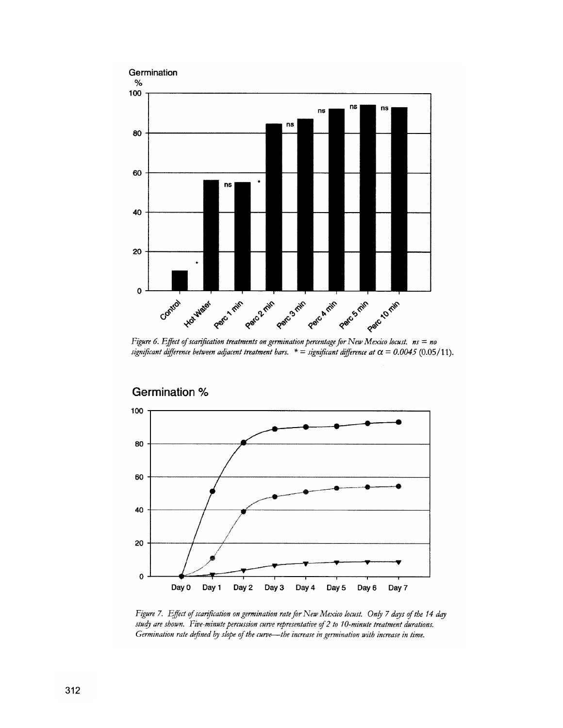*Figure 6. Effect of scarification treatments on germination percentage for New Mexico locust. ns = no significant difference between adjacent treatment bars. * = significant difference at $\alpha = 0.0045$ (0.05/11).*

*Figure 7. Effect of scarification on germination rate for New Mexico locust. Only 7 days of the 14 day study are shown. Five-minute percussion curve representative of 2 to 10-minute treatment durations. Germination rate defined by slope of the curve—the increase in germination with increase in time.*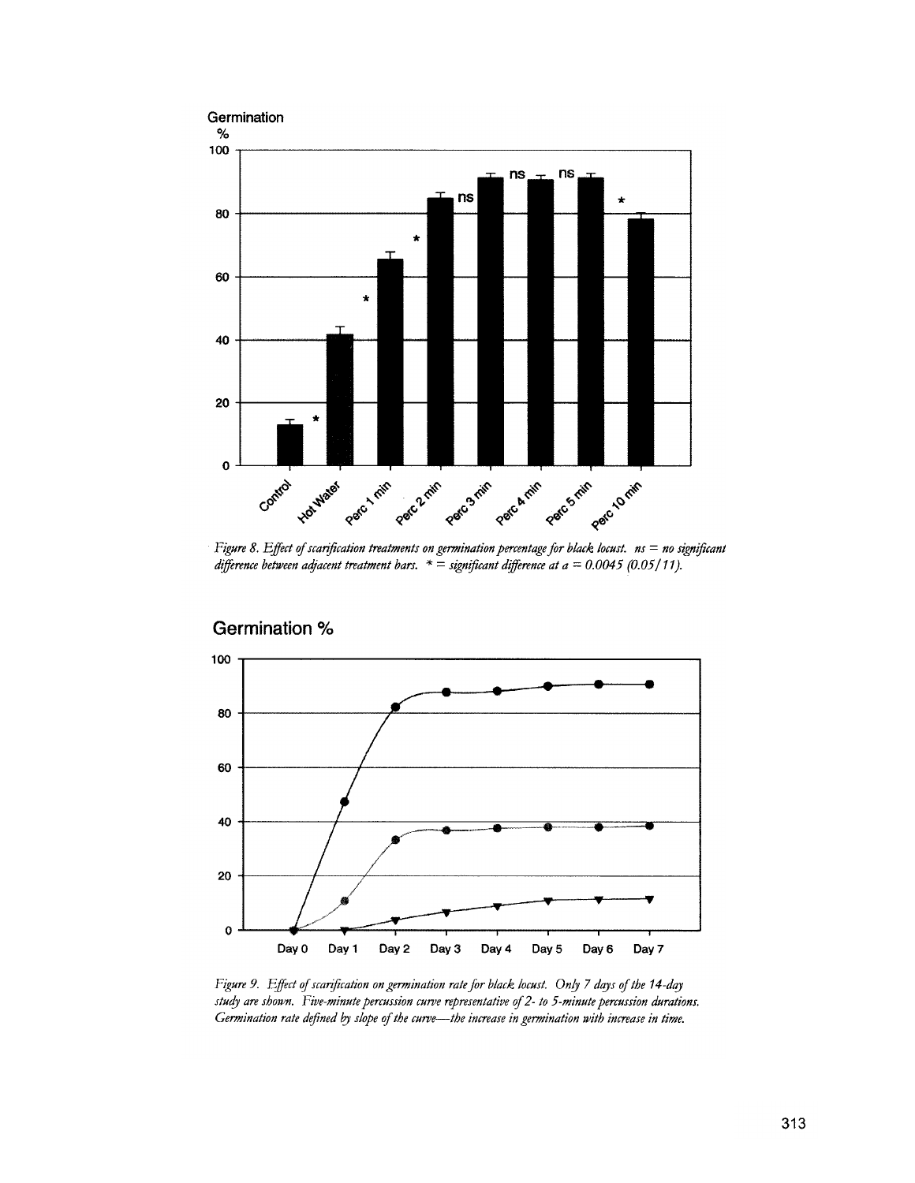*Figure 8. Effect of scarification treatments on germination percentage for black locust. ns = no significant difference between adjacent treatment bars. * = significant difference at a = 0.0045 (0.05/11).*

*Figure 9. Effect of scarification on germination rate for black locust. Only 7 days of the 14-day study are shown. Five-minute percussion curve representative of 2- to 5-minute percussion durations. Germination rate defined by slope of the curve—the increase in germination with increase in time.*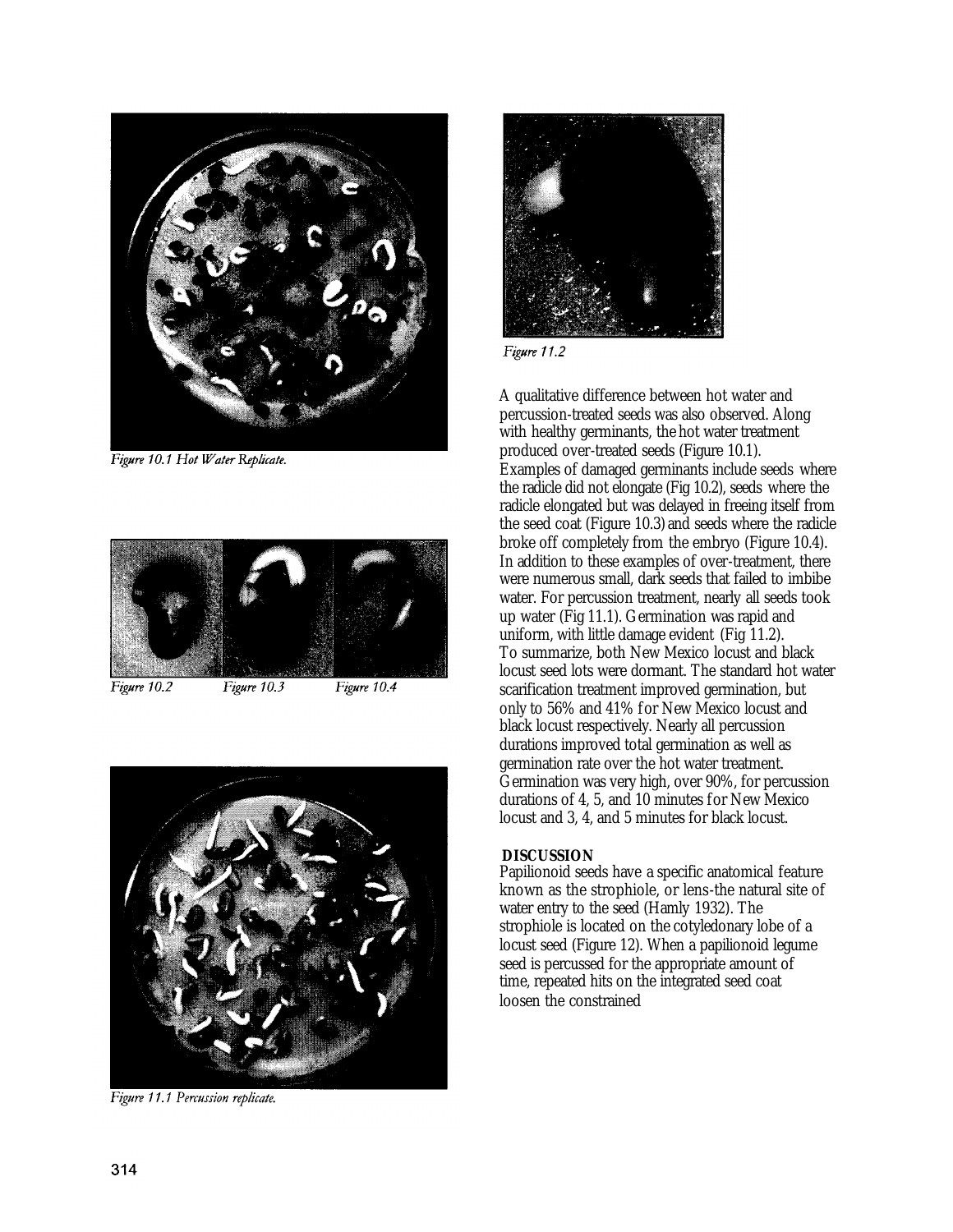Figure 10.1 Hot Water Replicate.

Figure 10.2 Figure 10.3 Figure 10.4

Figure 11.1 Percussion replicate.

Figure 11.2

A qualitative difference between hot water and percussion-treated seeds was also observed. Along with healthy germinants, the hot water treatment produced over-treated seeds (Figure 10.1). Examples of damaged germinants include seeds where the radicle did not elongate (Fig 10.2), seeds where the radicle elongated but was delayed in freeing itself from the seed coat (Figure 10.3) and seeds where the radicle broke off completely from the embryo (Figure 10.4). In addition to these examples of over-treatment, there were numerous small, dark seeds that failed to imbibe water. For percussion treatment, nearly all seeds took up water (Fig 11.1). Germination was rapid and uniform, with little damage evident (Fig 11.2). To summarize, both New Mexico locust and black locust seed lots were dormant. The standard hot water scarification treatment improved germination, but only to 56% and 41% for New Mexico locust and black locust respectively. Nearly all percussion durations improved total germination as well as germination rate over the hot water treatment. Germination was very high, over 90%, for percussion durations of 4, 5, and 10 minutes for New Mexico locust and 3, 4, and 5 minutes for black locust.

## DISCUSSION

Papilionoid seeds have a specific anatomical feature known as the strophiole, or lens-the natural site of water entry to the seed (Hamly 1932). The strophiole is located on the cotyledonary lobe of a locust seed (Figure 12). When a papilionoid legume seed is percussed for the appropriate amount of time, repeated hits on the integrated seed coat loosen the constrained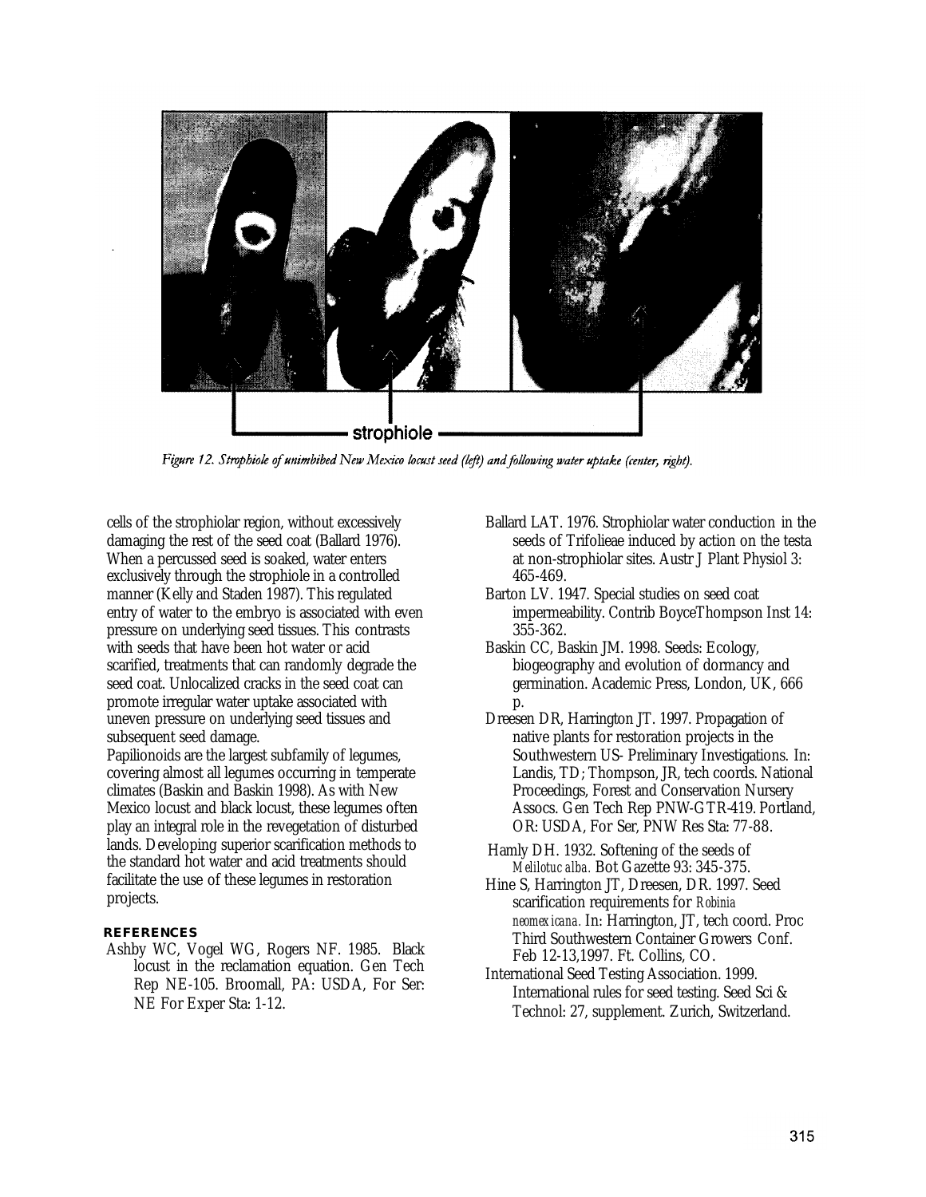Figure 12. Strophiole of unimbibed New Mexico locust seed (left) and following water uptake (center, right).

cells of the strophiolar region, without excessively damaging the rest of the seed coat (Ballard 1976). When a percussed seed is soaked, water enters exclusively through the strophiole in a controlled manner (Kelly and Staden 1987). This regulated entry of water to the embryo is associated with even pressure on underlying seed tissues. This contrasts with seeds that have been hot water or acid scarified, treatments that can randomly degrade the seed coat. Unlocalized cracks in the seed coat can promote irregular water uptake associated with uneven pressure on underlying seed tissues and subsequent seed damage.

Papilionoids are the largest subfamily of legumes, covering almost all legumes occurring in temperate climates (Baskin and Baskin 1998). As with New Mexico locust and black locust, these legumes often play an integral role in the revegetation of disturbed lands. Developing superior scarification methods to the standard hot water and acid treatments should facilitate the use of these legumes in restoration projects.

## REFERENCES

Ashby WC, Vogel WG, Rogers NF. 1985. Black locust in the reclamation equation. Gen Tech Rep NE-105. Broomall, PA: USDA, For Ser: NE For Exper Sta: 1-12.

Ballard LAT. 1976. Strophiolar water conduction in the seeds of Trifolieae induced by action on the testa at non-strophiolar sites. Austr J Plant Physiol 3: 465-469.

Barton LV. 1947. Special studies on seed coat impermeability. Contrib BoyceThompson Inst 14: 355-362.

Baskin CC, Baskin JM. 1998. Seeds: Ecology, biogeography and evolution of dormancy and germination. Academic Press, London, UK, 666 p.

Dreesen DR, Harrington JT. 1997. Propagation of native plants for restoration projects in the Southwestern US- Preliminary Investigations. In: Landis, TD; Thompson, JR, tech coords. National Proceedings, Forest and Conservation Nursery Assocs. Gen Tech Rep PNW-GTR-419. Portland, OR: USDA, For Ser, PNW Res Sta: 77-88.

Hamly DH. 1932. Softening of the seeds of *Melilotuc alba.* Bot Gazette 93: 345-375.

Hine S, Harrington JT, Dreesen, DR. 1997. Seed scarification requirements for *Robinia neomexicana.* In: Harrington, JT, tech coord. Proc Third Southwestern Container Growers Conf. Feb 12-13,1997. Ft. Collins, CO.

International Seed Testing Association. 1999. International rules for seed testing. Seed Sci & Technol: 27, supplement. Zurich, Switzerland.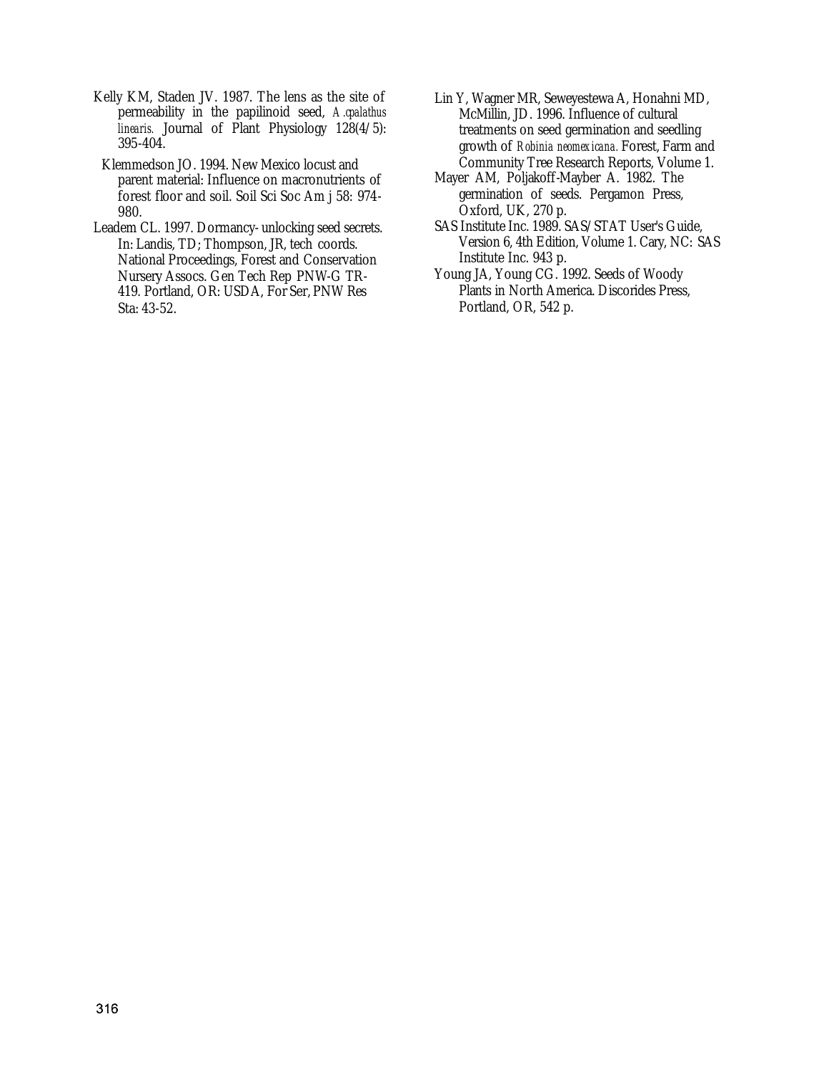Kelly KM, Staden JV. 1987. The lens as the site of permeability in the papilinoid seed, *A.cpalathus linearis.* Journal of Plant Physiology 128(4/5): 395-404.

Klemmedson JO. 1994. New Mexico locust and parent material: Influence on macronutrients of forest floor and soil. Soil Sci Soc Am j 58: 974-980.

Leadem CL. 1997. Dormancy- unlocking seed secrets. In: Landis, TD; Thompson, JR, tech coords. National Proceedings, Forest and Conservation Nursery Assocs. Gen Tech Rep PNW-G TR-419. Portland, OR: USDA, For Ser, PNW Res Sta: 43-52.

Lin Y, Wagner MR, Seweyestewa A, Honahni MD, McMillin, JD. 1996. Influence of cultural treatments on seed germination and seedling growth of *Robinia neomexicana.* Forest, Farm and Community Tree Research Reports, Volume 1.

Mayer AM, Poljakoff-Mayber A. 1982. The germination of seeds. Pergamon Press, Oxford, UK, 270 p.

SAS Institute Inc. 1989. SAS/STAT User's Guide, Version 6, 4th Edition, Volume 1. Cary, NC: SAS Institute Inc. 943 p.

Young JA, Young CG. 1992. Seeds of Woody Plants in North America. Discorides Press, Portland, OR, 542 p.